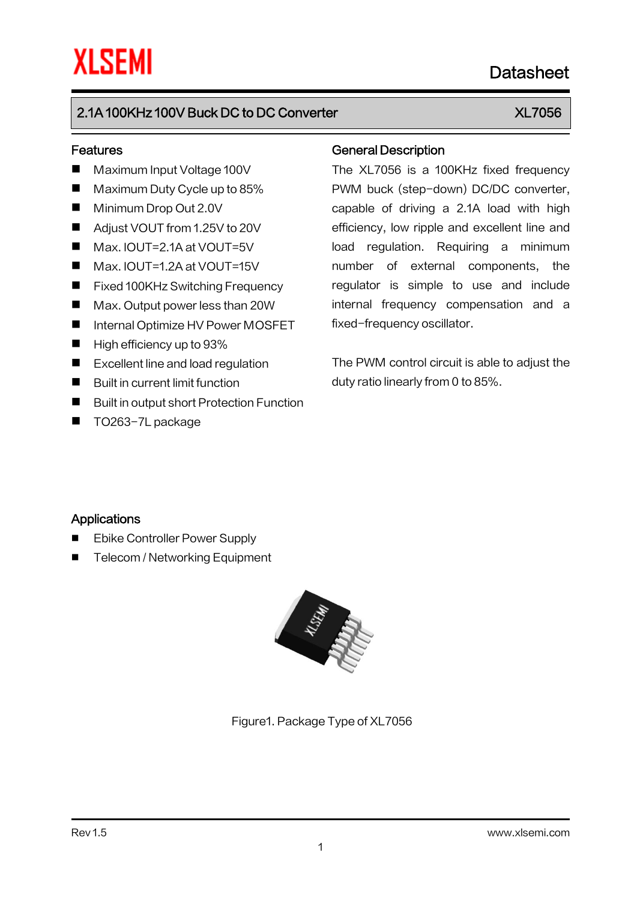XLSEMI

Datasheet

# 2.1A 100KHz 100V Buck DC to DC Converter — XL7056

## Features

- Maximum Input Voltage 100V
- Maximum Duty Cycle up to 85%
- Minimum Drop Out 2.0V
- Adjust VOUT from 1.25V to 20V
- Max. IOUT=2.1A at VOUT=5V
- Max. IOUT=1.2A at VOUT=15V
- Fixed 100KHz Switching Frequency
- Max. Output power less than 20W
- Internal Optimize HV Power MOSFET
- High efficiency up to 93%
- Excellent line and load regulation
- Built in current limit function
- Built in output short Protection Function
- TO263-7L package

## General Description

The XL7056 is a 100KHz fixed frequency PWM buck (step-down) DC/DC converter, capable of driving a 2.1A load with high efficiency, low ripple and excellent line and load regulation. Requiring a minimum number of external components, the regulator is simple to use and include internal frequency compensation and a fixed-frequency oscillator.

The PWM control circuit is able to adjust the duty ratio linearly from 0 to 85%.

## Applications

- Ebike Controller Power Supply
- Telecom / Networking Equipment

Figure1. Package Type of XL7056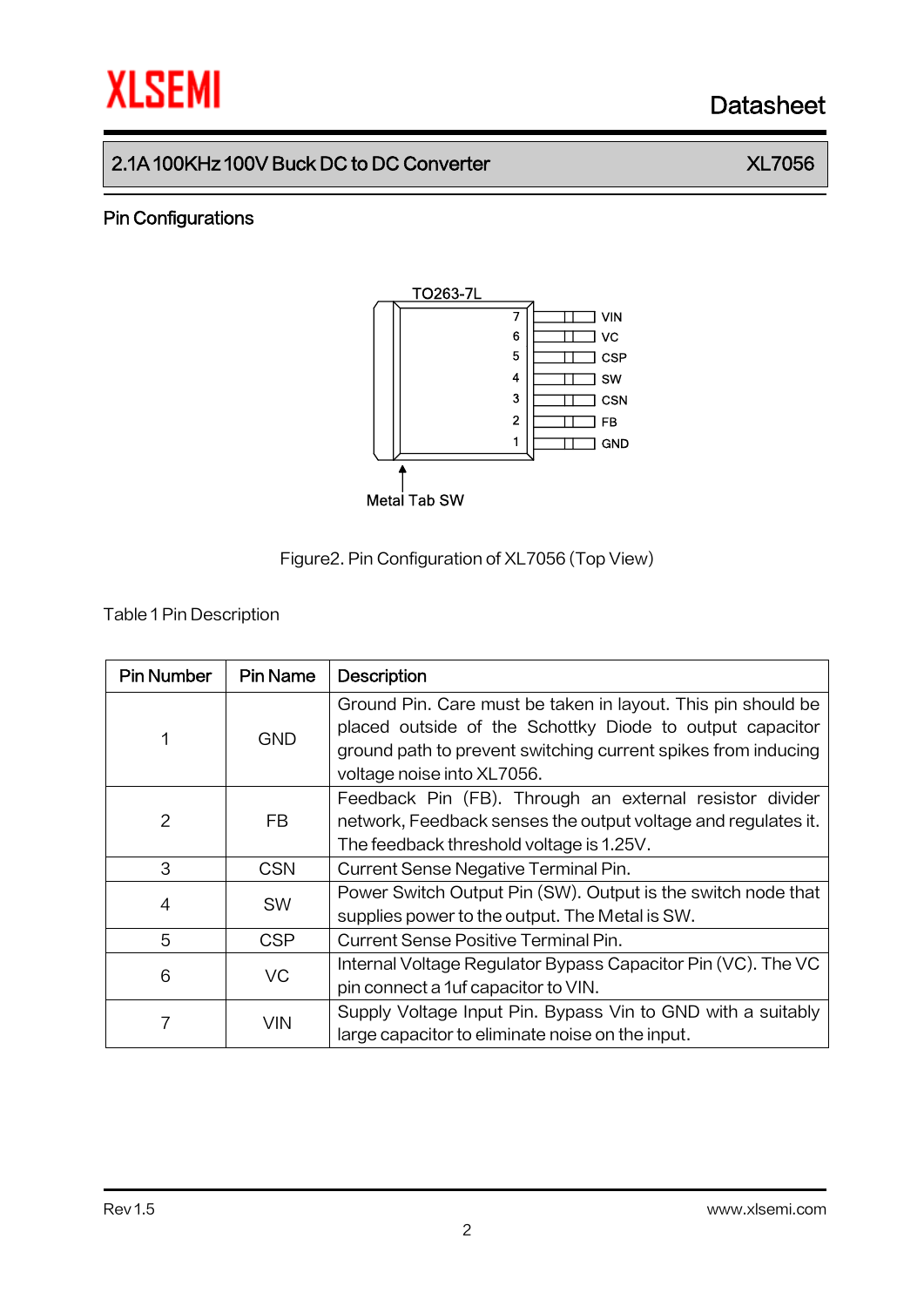## Pin Configurations

TO263-7L

7 VIN
6 VC
5 CSP
4 SW
3 CSN
2 FB
1 GND

Metal Tab SW

Figure2. Pin Configuration of XL7056 (Top View)

Table 1 Pin Description

| Pin Number | Pin Name | Description |
|---|---|---|
| 1 | GND | Ground Pin. Care must be taken in layout. This pin should be placed outside of the Schottky Diode to output capacitor ground path to prevent switching current spikes from inducing voltage noise into XL7056. |
| 2 | FB | Feedback Pin (FB). Through an external resistor divider network, Feedback senses the output voltage and regulates it. The feedback threshold voltage is 1.25V. |
| 3 | CSN | Current Sense Negative Terminal Pin. |
| 4 | SW | Power Switch Output Pin (SW). Output is the switch node that supplies power to the output. The Metal is SW. |
| 5 | CSP | Current Sense Positive Terminal Pin. |
| 6 | VC | Internal Voltage Regulator Bypass Capacitor Pin (VC). The VC pin connect a 1uf capacitor to VIN. |
| 7 | VIN | Supply Voltage Input Pin. Bypass Vin to GND with a suitably large capacitor to eliminate noise on the input. |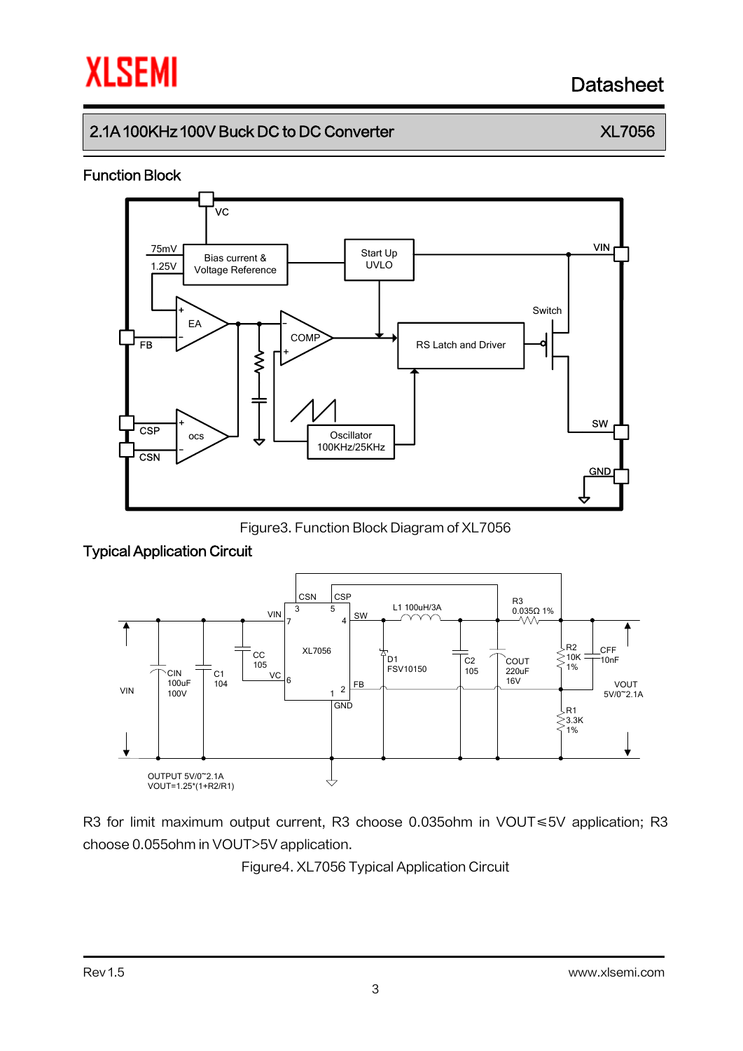## Function Block

Figure3. Function Block Diagram of XL7056

## Typical Application Circuit

R3 for limit maximum output current, R3 choose 0.035ohm in VOUT≤5V application; R3 choose 0.055ohm in VOUT>5V application.

Figure4. XL7056 Typical Application Circuit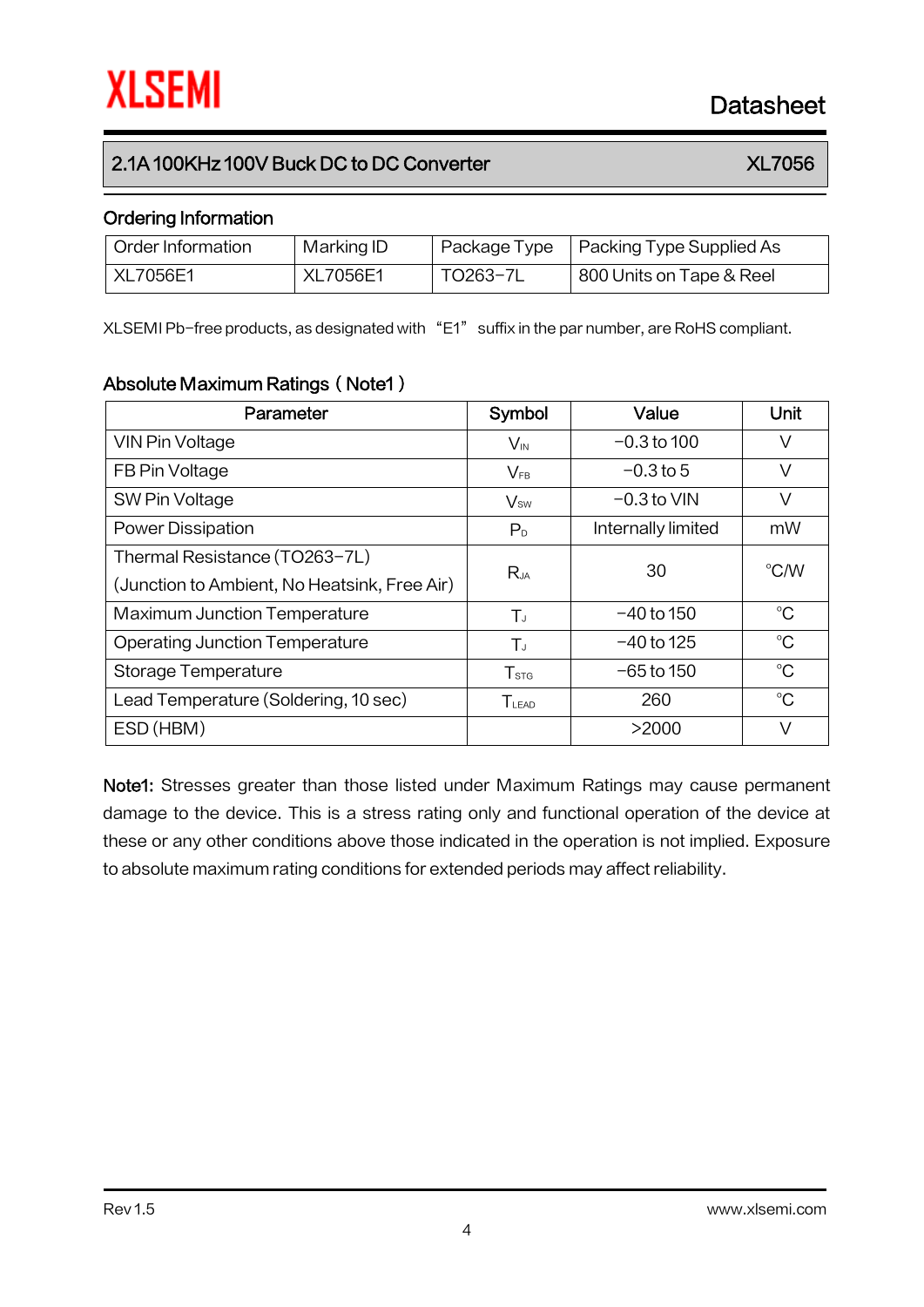## 2.1A 100KHz 100V Buck DC to DC Converter — XL7056

### Ordering Information

| Order Information | Marking ID | Package Type | Packing Type Supplied As |
|---|---|---|---|
| XL7056E1 | XL7056E1 | TO263-7L | 800 Units on Tape & Reel |

XLSEMI Pb-free products, as designated with “E1” suffix in the par number, are RoHS compliant.

### Absolute Maximum Ratings ( Note1 )

| Parameter | Symbol | Value | Unit |
|---|---|---|---|
| VIN Pin Voltage | $V_{IN}$ | -0.3 to 100 | V |
| FB Pin Voltage | $V_{FB}$ | -0.3 to 5 | V |
| SW Pin Voltage | $V_{SW}$ | -0.3 to VIN | V |
| Power Dissipation | $P_D$ | Internally limited | mW |
| Thermal Resistance (TO263-7L) (Junction to Ambient, No Heatsink, Free Air) | $R_{JA}$ | 30 | °C/W |
| Maximum Junction Temperature | $T_J$ | -40 to 150 | °C |
| Operating Junction Temperature | $T_J$ | -40 to 125 | °C |
| Storage Temperature | $T_{STG}$ | -65 to 150 | °C |
| Lead Temperature (Soldering, 10 sec) | $T_{LEAD}$ | 260 | °C |
| ESD (HBM) | | >2000 | V |

**Note1:** Stresses greater than those listed under Maximum Ratings may cause permanent damage to the device. This is a stress rating only and functional operation of the device at these or any other conditions above those indicated in the operation is not implied. Exposure to absolute maximum rating conditions for extended periods may affect reliability.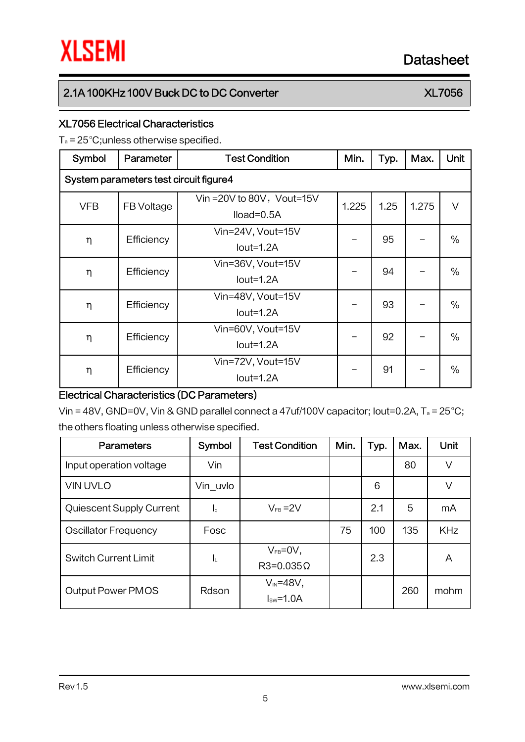## XL7056 Electrical Characteristics

$T_a = 25°C$;unless otherwise specified.

| Symbol | Parameter | Test Condition | Min. | Typ. | Max. | Unit |
|---|---|---|---|---|---|---|
| System parameters test circuit figure4 | | | | | | |
| VFB | FB Voltage | Vin =20V to 80V，Vout=15V Iload=0.5A | 1.225 | 1.25 | 1.275 | V |
| η | Efficiency | Vin=24V, Vout=15V Iout=1.2A | – | 95 | – | % |
| η | Efficiency | Vin=36V, Vout=15V Iout=1.2A | – | 94 | – | % |
| η | Efficiency | Vin=48V, Vout=15V Iout=1.2A | – | 93 | – | % |
| η | Efficiency | Vin=60V, Vout=15V Iout=1.2A | – | 92 | – | % |
| η | Efficiency | Vin=72V, Vout=15V Iout=1.2A | – | 91 | – | % |

## Electrical Characteristics (DC Parameters)

Vin = 48V, GND=0V, Vin & GND parallel connect a 47uf/100V capacitor; Iout=0.2A, $T_a = 25°C$; the others floating unless otherwise specified.

| Parameters | Symbol | Test Condition | Min. | Typ. | Max. | Unit |
|---|---|---|---|---|---|---|
| Input operation voltage | Vin | | | | 80 | V |
| VIN UVLO | Vin_uvlo | | | 6 | | V |
| Quiescent Supply Current | $I_q$ | $V_{FB}$ =2V | | 2.1 | 5 | mA |
| Oscillator Frequency | Fosc | | 75 | 100 | 135 | KHz |
| Switch Current Limit | $I_L$ | $V_{FB}$=0V, R3=0.035Ω | | 2.3 | | A |
| Output Power PMOS | Rdson | $V_{IN}$=48V, $I_{SW}$=1.0A | | | 260 | mohm |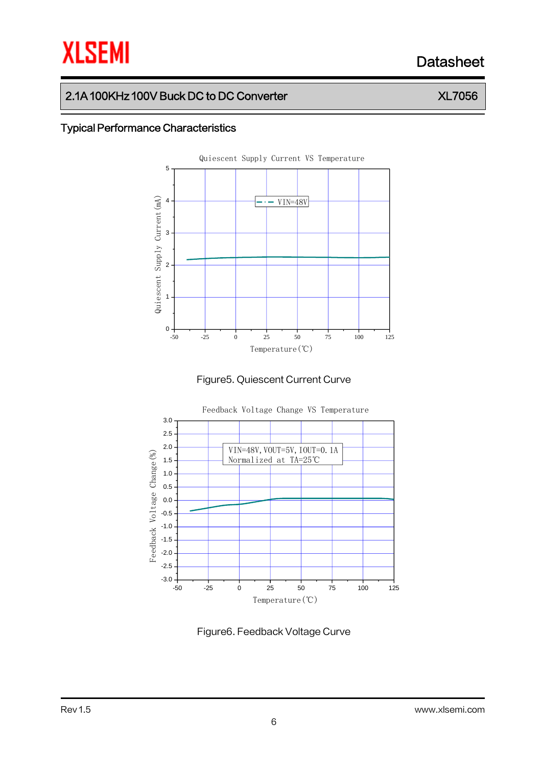## Typical Performance Characteristics

Figure5. Quiescent Current Curve

Figure6. Feedback Voltage Curve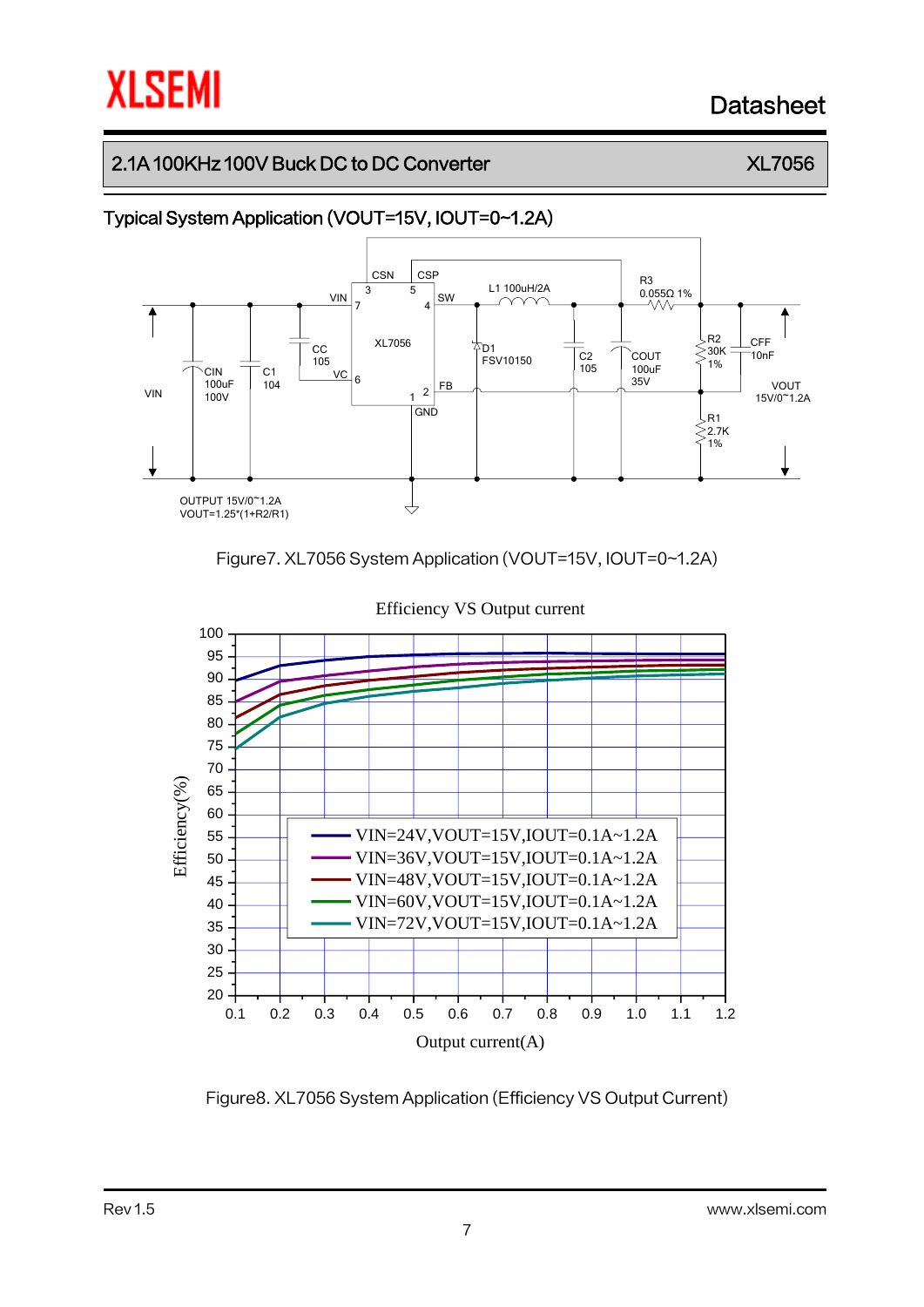## Typical System Application (VOUT=15V, IOUT=0~1.2A)

OUTPUT 15V/0~1.2A
VOUT=1.25*(1+R2/R1)

Figure7. XL7056 System Application (VOUT=15V, IOUT=0~1.2A)

Figure8. XL7056 System Application (Efficiency VS Output Current)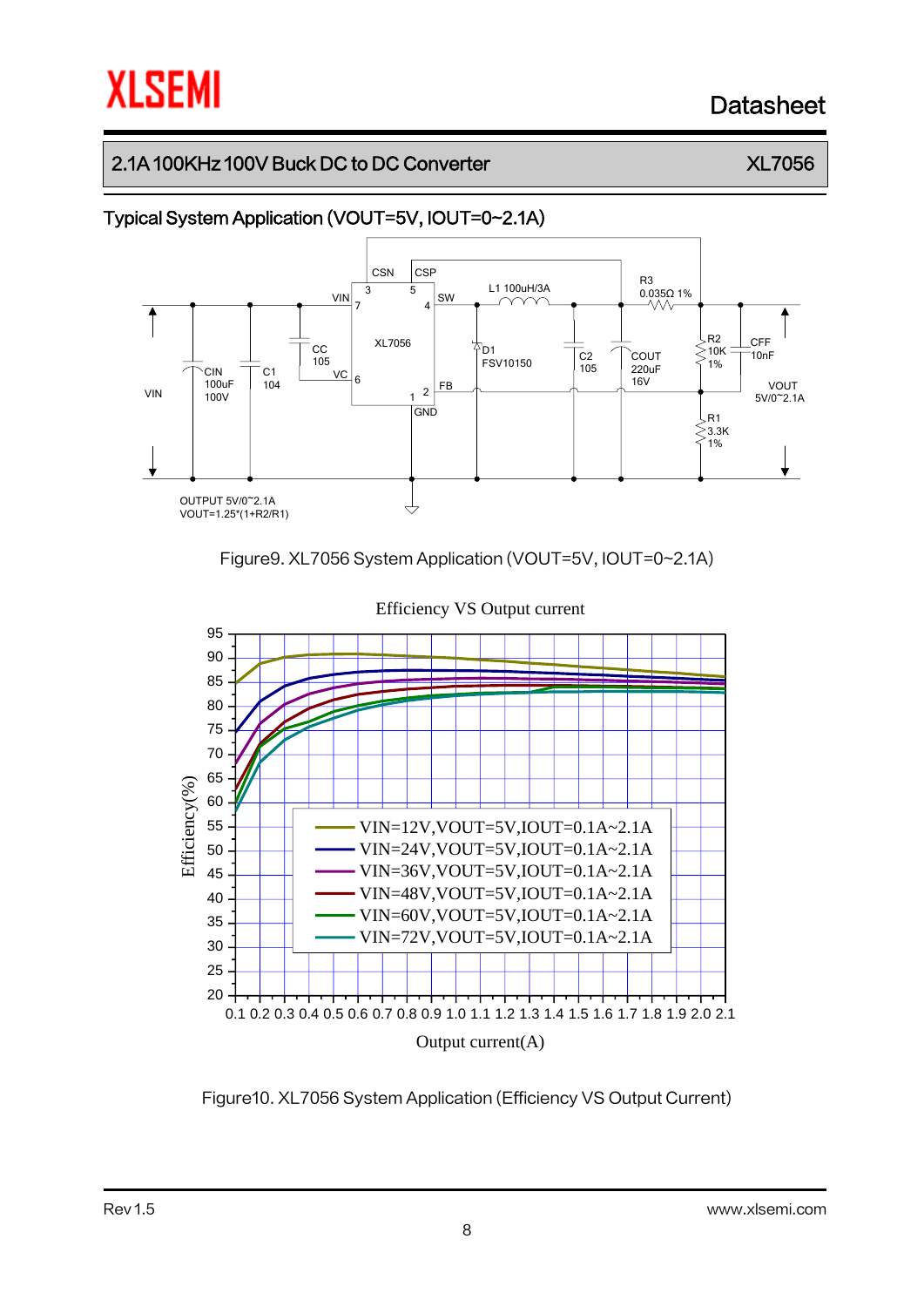## Typical System Application (VOUT=5V, IOUT=0~2.1A)

OUTPUT 5V/0~2.1A
VOUT=1.25*(1+R2/R1)

Figure9. XL7056 System Application (VOUT=5V, IOUT=0~2.1A)

Figure10. XL7056 System Application (Efficiency VS Output Current)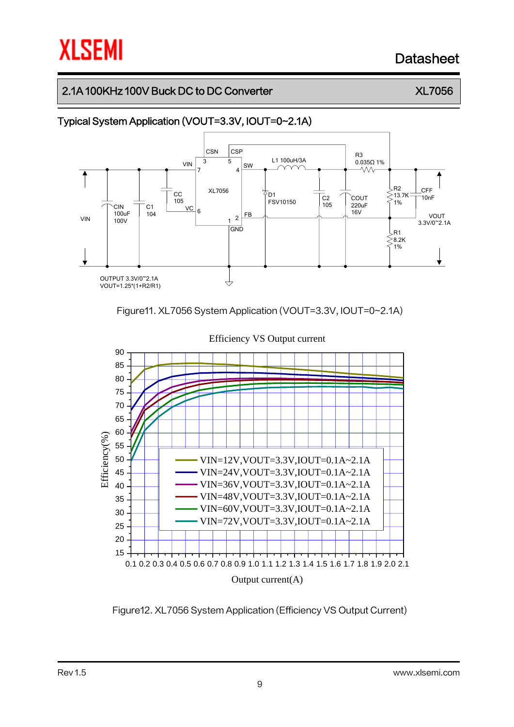## Typical System Application (VOUT=3.3V, IOUT=0~2.1A)

Figure11. XL7056 System Application (VOUT=3.3V, IOUT=0~2.1A)

Figure12. XL7056 System Application (Efficiency VS Output Current)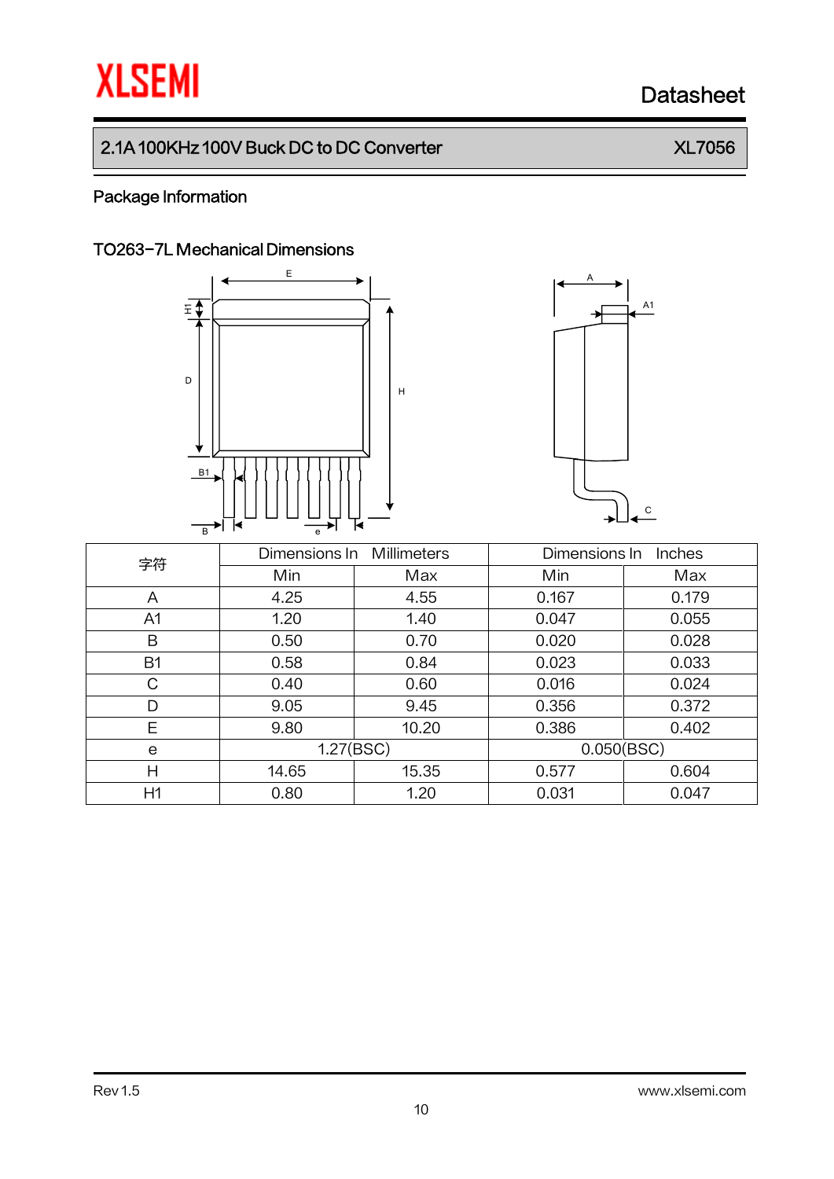## Package Information

### TO263-7L Mechanical Dimensions

| 字符 | Dimensions In Millimeters | | Dimensions In Inches | |
|---|---|---|---|---|
| | Min | Max | Min | Max |
| A | 4.25 | 4.55 | 0.167 | 0.179 |
| A1 | 1.20 | 1.40 | 0.047 | 0.055 |
| B | 0.50 | 0.70 | 0.020 | 0.028 |
| B1 | 0.58 | 0.84 | 0.023 | 0.033 |
| C | 0.40 | 0.60 | 0.016 | 0.024 |
| D | 9.05 | 9.45 | 0.356 | 0.372 |
| E | 9.80 | 10.20 | 0.386 | 0.402 |
| e | 1.27(BSC) | | 0.050(BSC) | |
| H | 14.65 | 15.35 | 0.577 | 0.604 |
| H1 | 0.80 | 1.20 | 0.031 | 0.047 |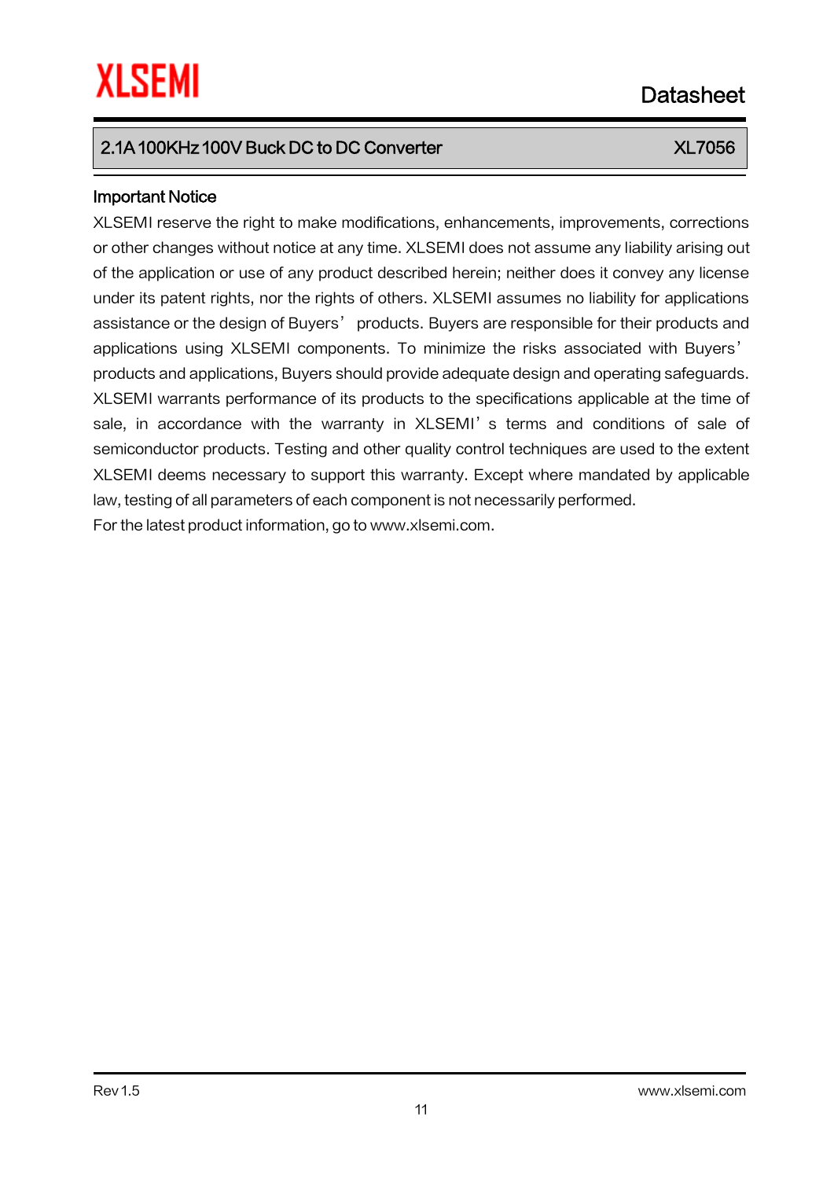## Important Notice

XLSEMI reserve the right to make modifications, enhancements, improvements, corrections or other changes without notice at any time. XLSEMI does not assume any liability arising out of the application or use of any product described herein; neither does it convey any license under its patent rights, nor the rights of others. XLSEMI assumes no liability for applications assistance or the design of Buyers' products. Buyers are responsible for their products and applications using XLSEMI components. To minimize the risks associated with Buyers' products and applications, Buyers should provide adequate design and operating safeguards. XLSEMI warrants performance of its products to the specifications applicable at the time of sale, in accordance with the warranty in XLSEMI's terms and conditions of sale of semiconductor products. Testing and other quality control techniques are used to the extent XLSEMI deems necessary to support this warranty. Except where mandated by applicable law, testing of all parameters of each component is not necessarily performed.

For the latest product information, go to www.xlsemi.com.